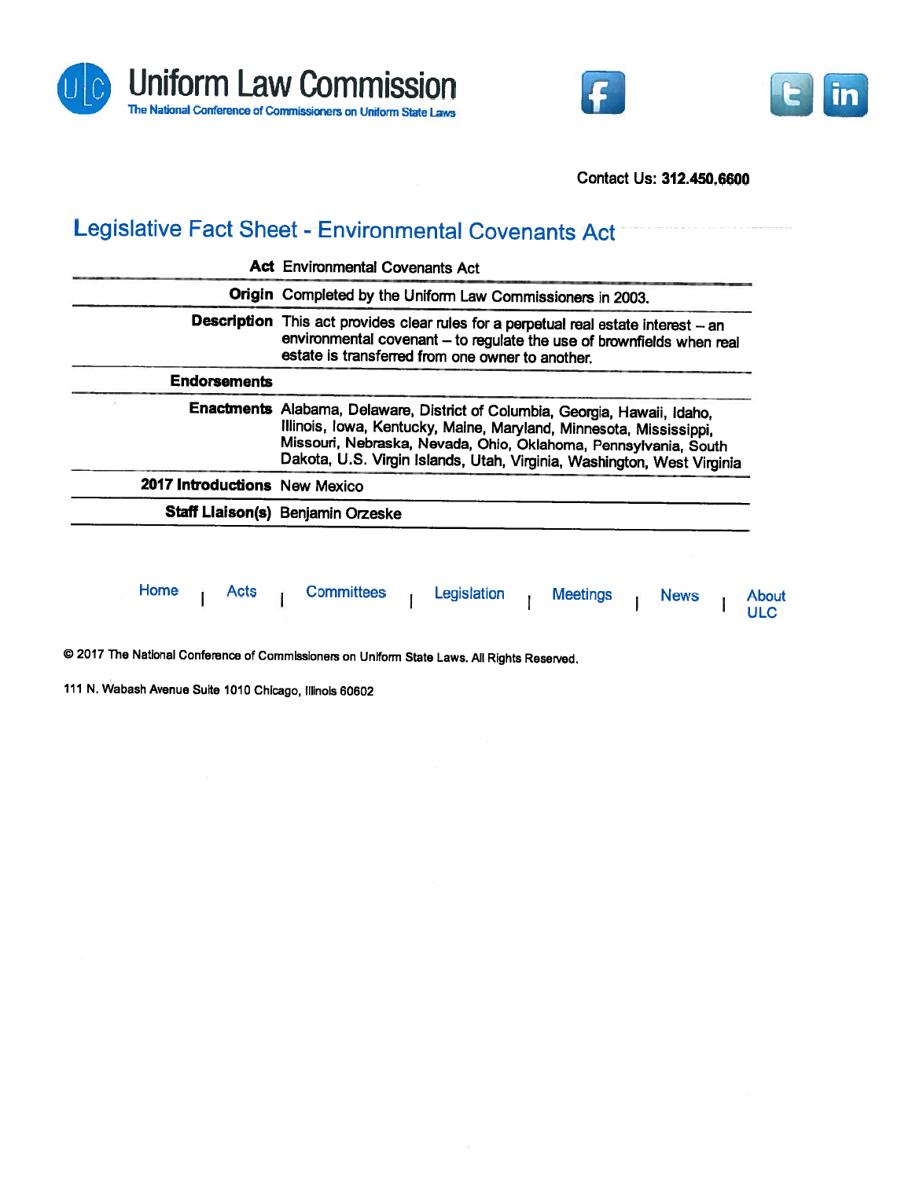**Uniform Law Commission**

The National Conference of Commissioners on Uniform State Laws

Contact Us: **312.450.6600**

## Legislative Fact Sheet - Environmental Covenants Act

| | |
|---|---|
| **Act** | Environmental Covenants Act |
| **Origin** | Completed by the Uniform Law Commissioners in 2003. |
| **Description** | This act provides clear rules for a perpetual real estate interest – an environmental covenant – to regulate the use of brownfields when real estate is transferred from one owner to another. |
| **Endorsements** | |
| **Enactments** | Alabama, Delaware, District of Columbia, Georgia, Hawaii, Idaho, Illinois, Iowa, Kentucky, Maine, Maryland, Minnesota, Mississippi, Missouri, Nebraska, Nevada, Ohio, Oklahoma, Pennsylvania, South Dakota, U.S. Virgin Islands, Utah, Virginia, Washington, West Virginia |
| **2017 Introductions** | New Mexico |
| **Staff Liaison(s)** | Benjamin Orzeske |

Home | Acts | Committees | Legislation | Meetings | News | About ULC

© 2017 The National Conference of Commissioners on Uniform State Laws. All Rights Reserved.

111 N. Wabash Avenue Suite 1010 Chicago, Illinois 60602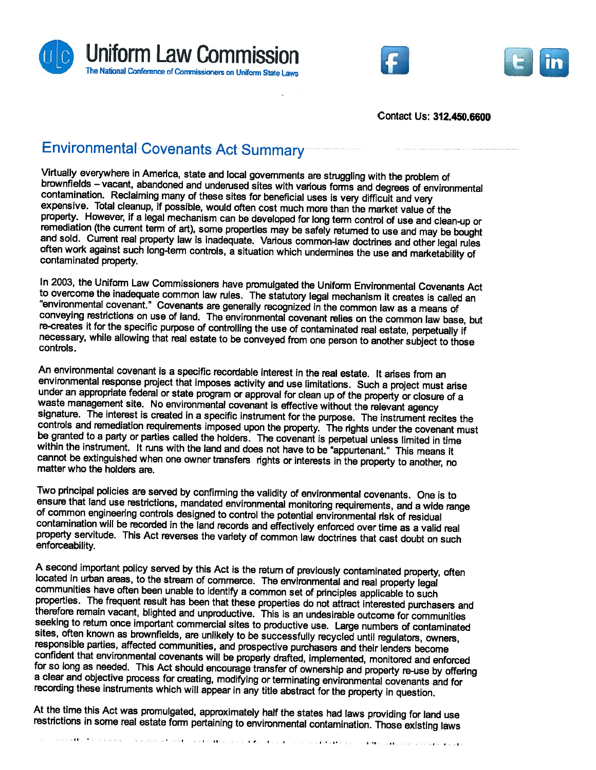Uniform Law Commission

The National Conference of Commissioners on Uniform State Laws

Contact Us: **312.450.6600**

## Environmental Covenants Act Summary

Virtually everywhere in America, state and local governments are struggling with the problem of brownfields – vacant, abandoned and underused sites with various forms and degrees of environmental contamination. Reclaiming many of these sites for beneficial uses is very difficult and very expensive. Total cleanup, if possible, would often cost much more than the market value of the property. However, if a legal mechanism can be developed for long term control of use and clean-up or remediation (the current term of art), some properties may be safely returned to use and may be bought and sold. Current real property law is inadequate. Various common-law doctrines and other legal rules often work against such long-term controls, a situation which undermines the use and marketability of contaminated property.

In 2003, the Uniform Law Commissioners have promulgated the Uniform Environmental Covenants Act to overcome the inadequate common law rules. The statutory legal mechanism it creates is called an "environmental covenant." Covenants are generally recognized in the common law as a means of conveying restrictions on use of land. The environmental covenant relies on the common law base, but re-creates it for the specific purpose of controlling the use of contaminated real estate, perpetually if necessary, while allowing that real estate to be conveyed from one person to another subject to those controls.

An environmental covenant is a specific recordable interest in the real estate. It arises from an environmental response project that imposes activity and use limitations. Such a project must arise under an appropriate federal or state program or approval for clean up of the property or closure of a waste management site. No environmental covenant is effective without the relevant agency signature. The interest is created in a specific instrument for the purpose. The instrument recites the controls and remediation requirements imposed upon the property. The rights under the covenant must be granted to a party or parties called the holders. The covenant is perpetual unless limited in time within the instrument. It runs with the land and does not have to be "appurtenant." This means it cannot be extinguished when one owner transfers rights or interests in the property to another, no matter who the holders are.

Two principal policies are served by confirming the validity of environmental covenants. One is to ensure that land use restrictions, mandated environmental monitoring requirements, and a wide range of common engineering controls designed to control the potential environmental risk of residual contamination will be recorded in the land records and effectively enforced over time as a valid real property servitude. This Act reverses the variety of common law doctrines that cast doubt on such enforceability.

A second important policy served by this Act is the return of previously contaminated property, often located in urban areas, to the stream of commerce. The environmental and real property legal communities have often been unable to identify a common set of principles applicable to such properties. The frequent result has been that these properties do not attract interested purchasers and therefore remain vacant, blighted and unproductive. This is an undesirable outcome for communities seeking to return once important commercial sites to productive use. Large numbers of contaminated sites, often known as brownfields, are unlikely to be successfully recycled until regulators, owners, responsible parties, affected communities, and prospective purchasers and their lenders become confident that environmental covenants will be properly drafted, implemented, monitored and enforced for so long as needed. This Act should encourage transfer of ownership and property re-use by offering a clear and objective process for creating, modifying or terminating environmental covenants and for recording these instruments which will appear in any title abstract for the property in question.

At the time this Act was promulgated, approximately half the states had laws providing for land use restrictions in some real estate form pertaining to environmental contamination. Those existing laws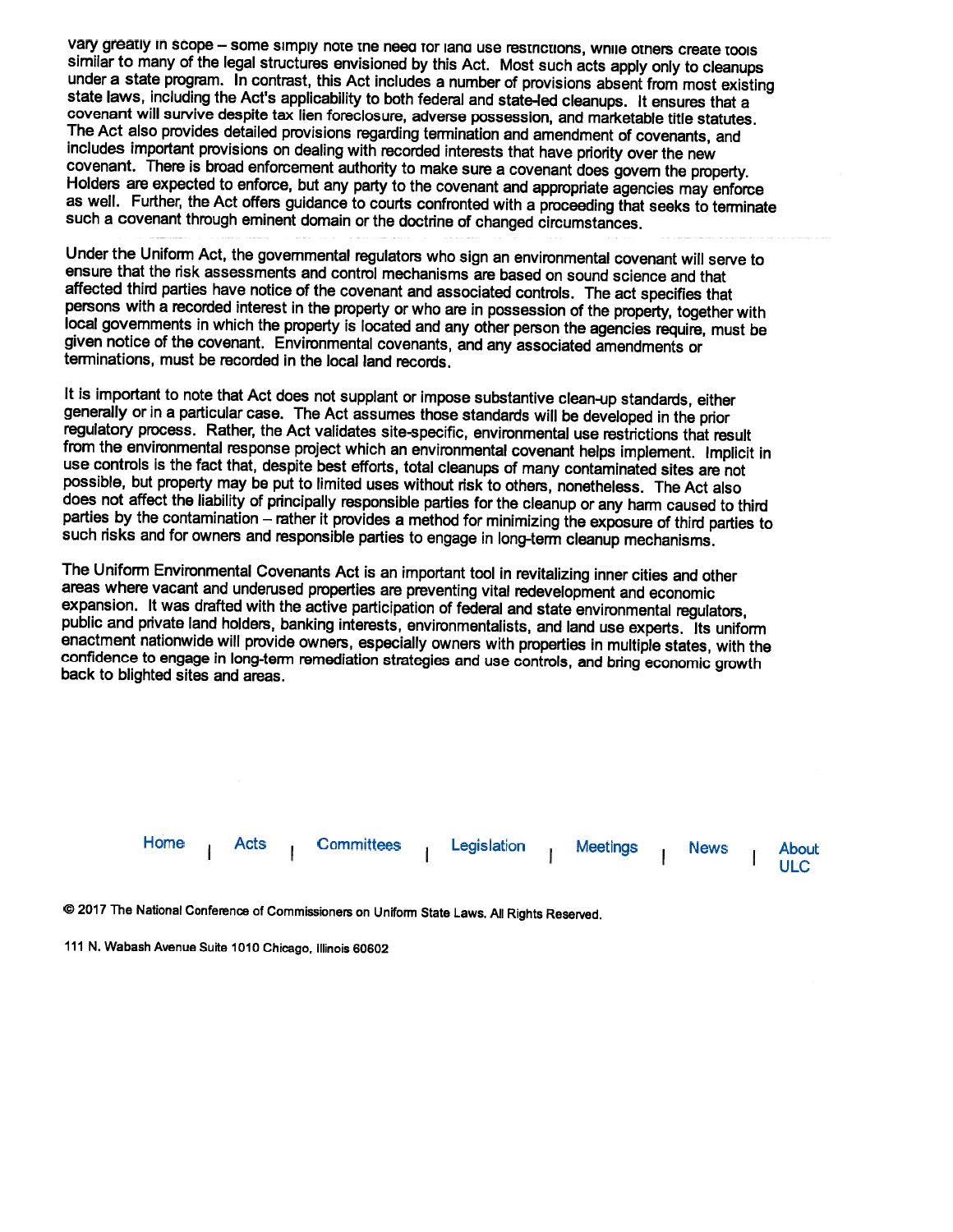vary greatly in scope – some simply note the need for land use restrictions, while others create tools similar to many of the legal structures envisioned by this Act. Most such acts apply only to cleanups under a state program. In contrast, this Act includes a number of provisions absent from most existing state laws, including the Act's applicability to both federal and state-led cleanups. It ensures that a covenant will survive despite tax lien foreclosure, adverse possession, and marketable title statutes. The Act also provides detailed provisions regarding termination and amendment of covenants, and includes important provisions on dealing with recorded interests that have priority over the new covenant. There is broad enforcement authority to make sure a covenant does govern the property. Holders are expected to enforce, but any party to the covenant and appropriate agencies may enforce as well. Further, the Act offers guidance to courts confronted with a proceeding that seeks to terminate such a covenant through eminent domain or the doctrine of changed circumstances.

Under the Uniform Act, the governmental regulators who sign an environmental covenant will serve to ensure that the risk assessments and control mechanisms are based on sound science and that affected third parties have notice of the covenant and associated controls. The act specifies that persons with a recorded interest in the property or who are in possession of the property, together with local governments in which the property is located and any other person the agencies require, must be given notice of the covenant. Environmental covenants, and any associated amendments or terminations, must be recorded in the local land records.

It is important to note that Act does not supplant or impose substantive clean-up standards, either generally or in a particular case. The Act assumes those standards will be developed in the prior regulatory process. Rather, the Act validates site-specific, environmental use restrictions that result from the environmental response project which an environmental covenant helps implement. Implicit in use controls is the fact that, despite best efforts, total cleanups of many contaminated sites are not possible, but property may be put to limited uses without risk to others, nonetheless. The Act also does not affect the liability of principally responsible parties for the cleanup or any harm caused to third parties by the contamination – rather it provides a method for minimizing the exposure of third parties to such risks and for owners and responsible parties to engage in long-term cleanup mechanisms.

The Uniform Environmental Covenants Act is an important tool in revitalizing inner cities and other areas where vacant and underused properties are preventing vital redevelopment and economic expansion. It was drafted with the active participation of federal and state environmental regulators, public and private land holders, banking interests, environmentalists, and land use experts. Its uniform enactment nationwide will provide owners, especially owners with properties in multiple states, with the confidence to engage in long-term remediation strategies and use controls, and bring economic growth back to blighted sites and areas.

Home | Acts | Committees | Legislation | Meetings | News | About ULC

© 2017 The National Conference of Commissioners on Uniform State Laws. All Rights Reserved.

111 N. Wabash Avenue Suite 1010 Chicago, Illinois 60602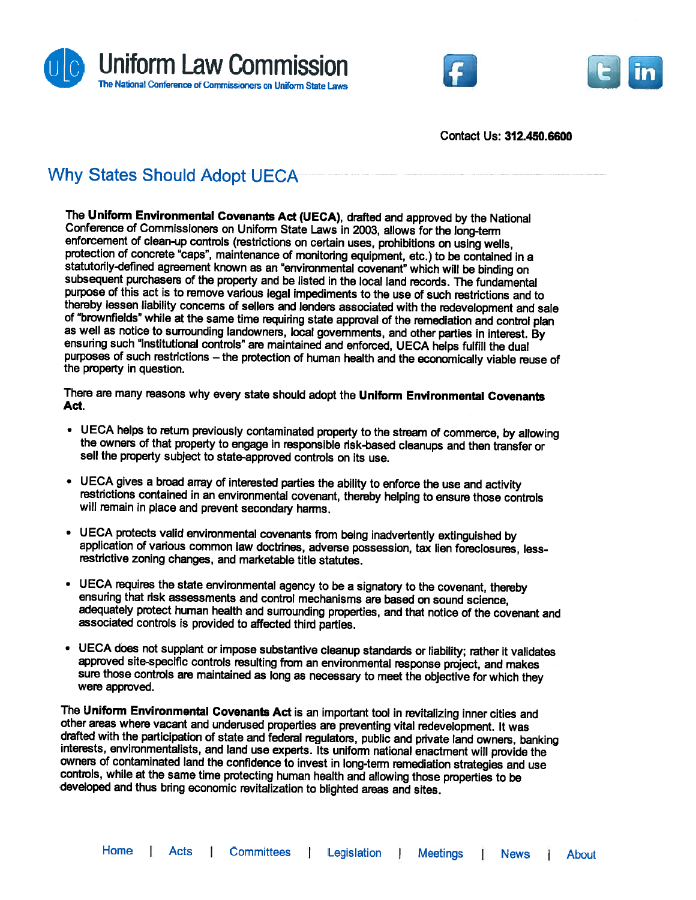# Uniform Law Commission

The National Conference of Commissioners on Uniform State Laws

Contact Us: **312.450.6600**

## Why States Should Adopt UECA

The **Uniform Environmental Covenants Act (UECA)**, drafted and approved by the National Conference of Commissioners on Uniform State Laws in 2003, allows for the long-term enforcement of clean-up controls (restrictions on certain uses, prohibitions on using wells, protection of concrete "caps", maintenance of monitoring equipment, etc.) to be contained in a statutorily-defined agreement known as an "environmental covenant" which will be binding on subsequent purchasers of the property and be listed in the local land records. The fundamental purpose of this act is to remove various legal impediments to the use of such restrictions and to thereby lessen liability concerns of sellers and lenders associated with the redevelopment and sale of "brownfields" while at the same time requiring state approval of the remediation and control plan as well as notice to surrounding landowners, local governments, and other parties in interest. By ensuring such "institutional controls" are maintained and enforced, UECA helps fulfill the dual purposes of such restrictions – the protection of human health and the economically viable reuse of the property in question.

There are many reasons why every state should adopt the **Uniform Environmental Covenants Act**.

- UECA helps to return previously contaminated property to the stream of commerce, by allowing the owners of that property to engage in responsible risk-based cleanups and then transfer or sell the property subject to state-approved controls on its use.
- UECA gives a broad array of interested parties the ability to enforce the use and activity restrictions contained in an environmental covenant, thereby helping to ensure those controls will remain in place and prevent secondary harms.
- UECA protects valid environmental covenants from being inadvertently extinguished by application of various common law doctrines, adverse possession, tax lien foreclosures, less-restrictive zoning changes, and marketable title statutes.
- UECA requires the state environmental agency to be a signatory to the covenant, thereby ensuring that risk assessments and control mechanisms are based on sound science, adequately protect human health and surrounding properties, and that notice of the covenant and associated controls is provided to affected third parties.
- UECA does not supplant or impose substantive cleanup standards or liability; rather it validates approved site-specific controls resulting from an environmental response project, and makes sure those controls are maintained as long as necessary to meet the objective for which they were approved.

The **Uniform Environmental Covenants Act** is an important tool in revitalizing inner cities and other areas where vacant and underused properties are preventing vital redevelopment. It was drafted with the participation of state and federal regulators, public and private land owners, banking interests, environmentalists, and land use experts. Its uniform national enactment will provide the owners of contaminated land the confidence to invest in long-term remediation strategies and use controls, while at the same time protecting human health and allowing those properties to be developed and thus bring economic revitalization to blighted areas and sites.

Home | Acts | Committees | Legislation | Meetings | News | About